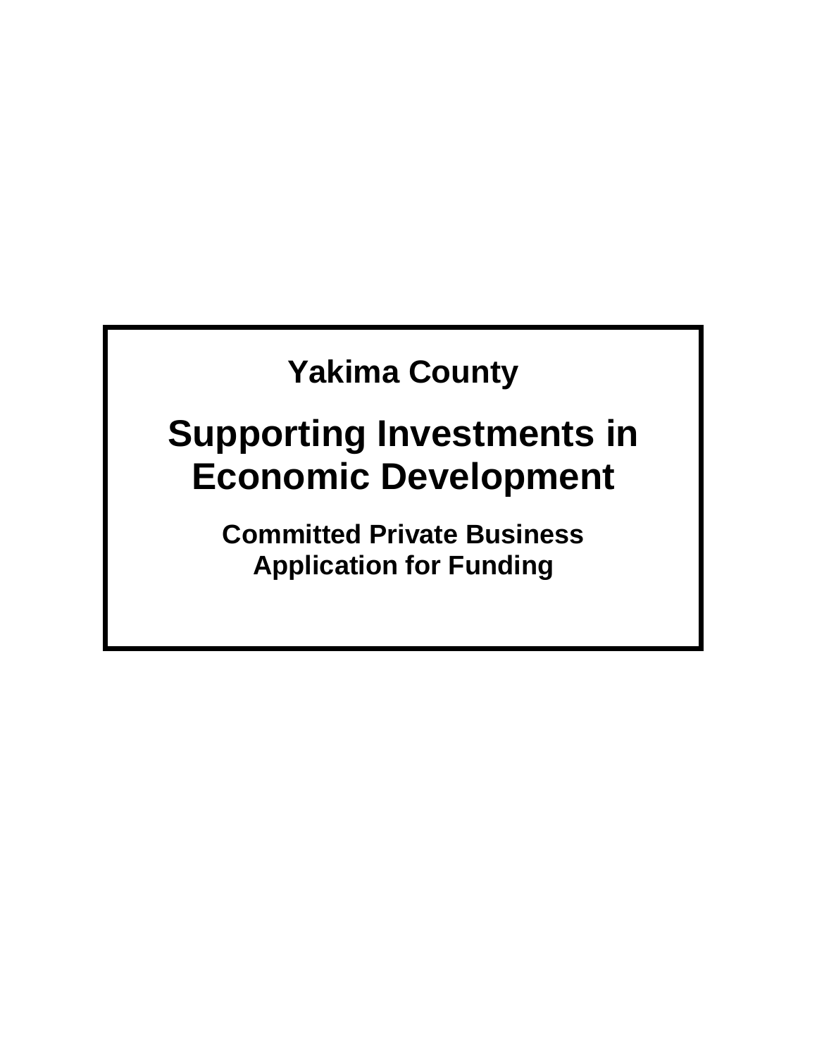# Yakima County

# Supporting Investments in Economic Development

## Committed Private Business Application for Funding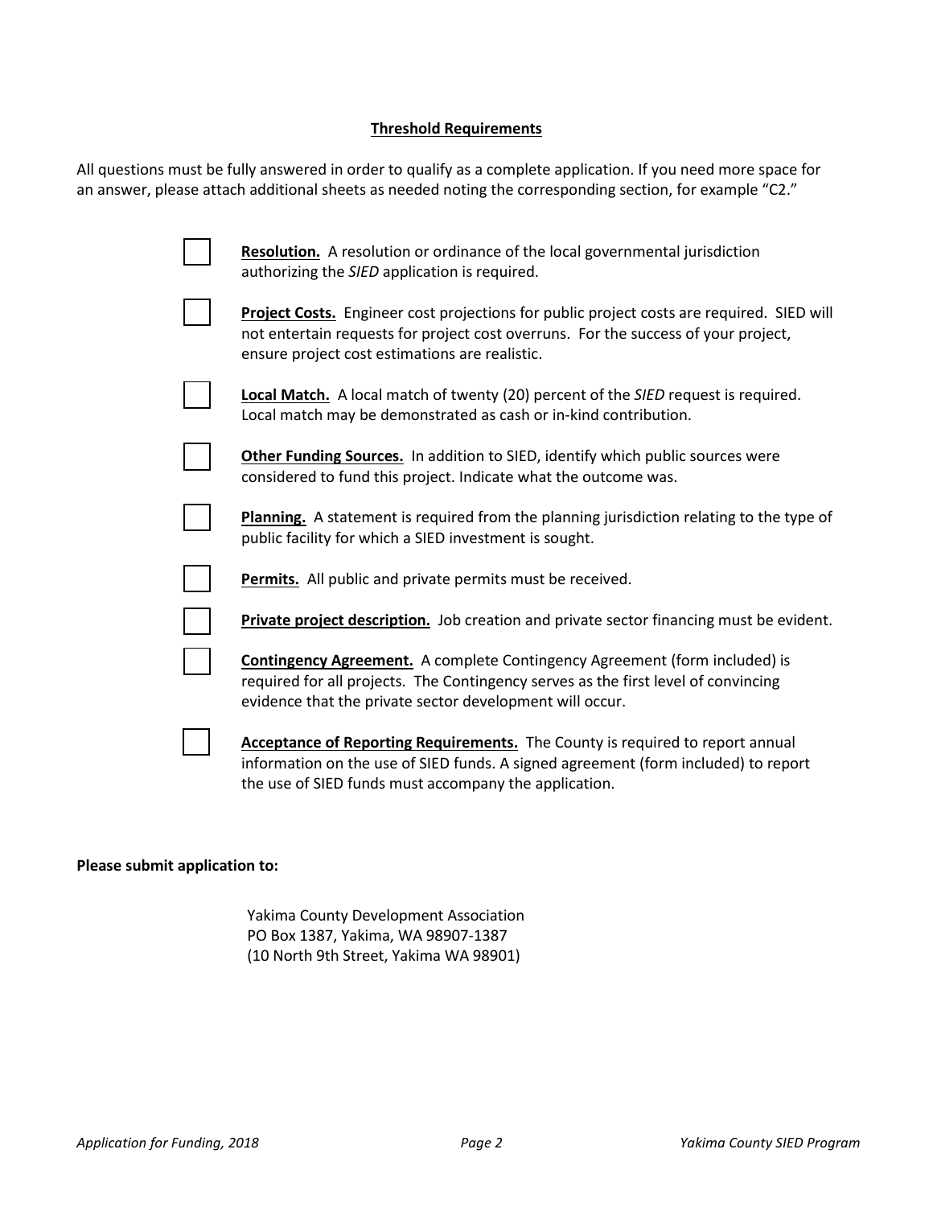## Threshold Requirements

All questions must be fully answered in order to qualify as a complete application. If you need more space for an answer, please attach additional sheets as needed noting the corresponding section, for example "C2."

- [ ] **Resolution.** A resolution or ordinance of the local governmental jurisdiction authorizing the *SIED* application is required.
- [ ] **Project Costs.** Engineer cost projections for public project costs are required. SIED will not entertain requests for project cost overruns. For the success of your project, ensure project cost estimations are realistic.
- [ ] **Local Match.** A local match of twenty (20) percent of the *SIED* request is required. Local match may be demonstrated as cash or in-kind contribution.
- [ ] **Other Funding Sources.** In addition to SIED, identify which public sources were considered to fund this project. Indicate what the outcome was.
- [ ] **Planning.** A statement is required from the planning jurisdiction relating to the type of public facility for which a SIED investment is sought.
- [ ] **Permits.** All public and private permits must be received.
- [ ] **Private project description.** Job creation and private sector financing must be evident.
- [ ] **Contingency Agreement.** A complete Contingency Agreement (form included) is required for all projects. The Contingency serves as the first level of convincing evidence that the private sector development will occur.
- [ ] **Acceptance of Reporting Requirements.** The County is required to report annual information on the use of SIED funds. A signed agreement (form included) to report the use of SIED funds must accompany the application.

**Please submit application to:**

Yakima County Development Association
PO Box 1387, Yakima, WA 98907-1387
(10 North 9th Street, Yakima WA 98901)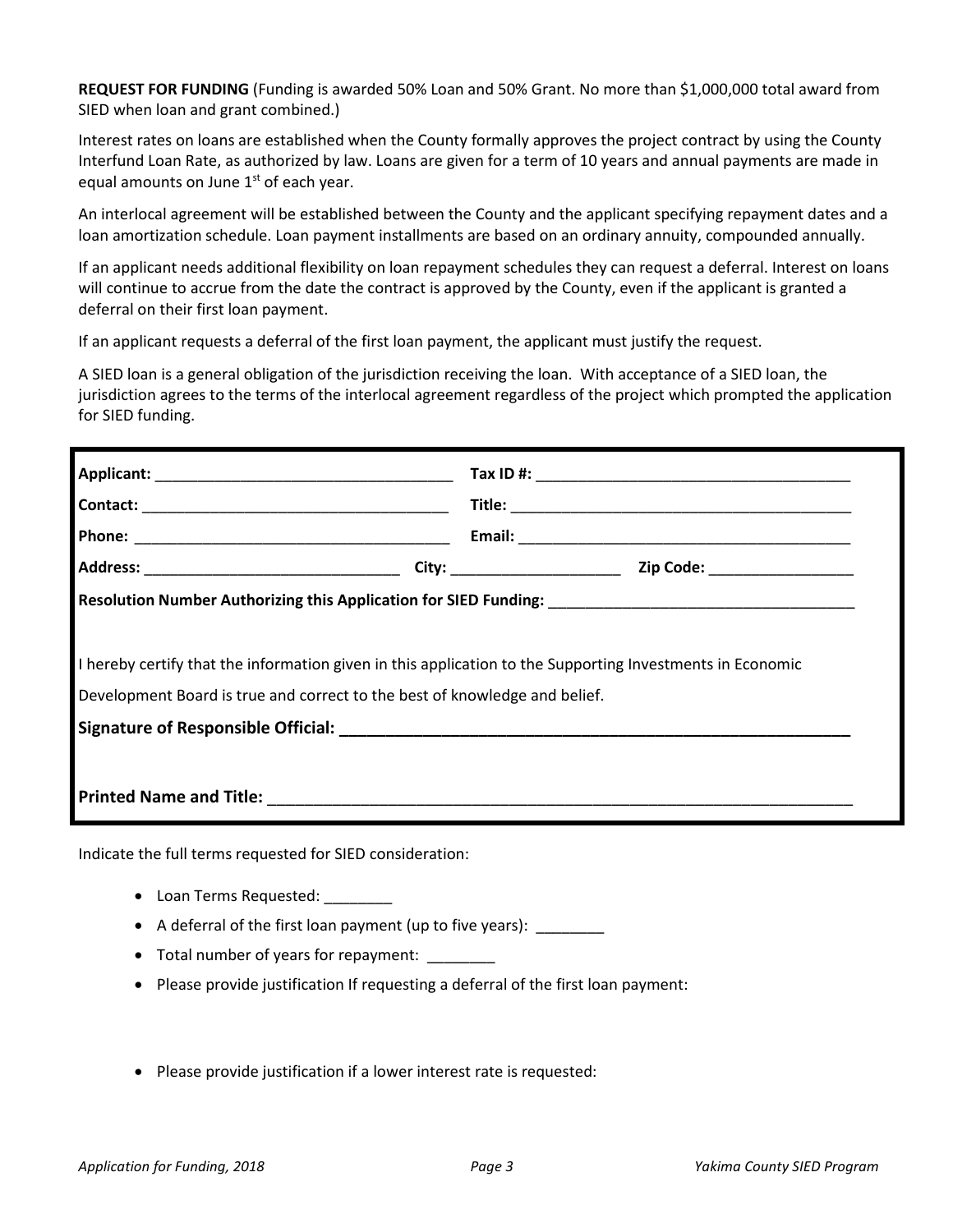**REQUEST FOR FUNDING** (Funding is awarded 50% Loan and 50% Grant. No more than $1,000,000 total award from SIED when loan and grant combined.)

Interest rates on loans are established when the County formally approves the project contract by using the County Interfund Loan Rate, as authorized by law. Loans are given for a term of 10 years and annual payments are made in equal amounts on June 1st of each year.

An interlocal agreement will be established between the County and the applicant specifying repayment dates and a loan amortization schedule. Loan payment installments are based on an ordinary annuity, compounded annually.

If an applicant needs additional flexibility on loan repayment schedules they can request a deferral. Interest on loans will continue to accrue from the date the contract is approved by the County, even if the applicant is granted a deferral on their first loan payment.

If an applicant requests a deferral of the first loan payment, the applicant must justify the request.

A SIED loan is a general obligation of the jurisdiction receiving the loan. With acceptance of a SIED loan, the jurisdiction agrees to the terms of the interlocal agreement regardless of the project which prompted the application for SIED funding.

**Applicant:** ___________________________________ **Tax ID #:** _____________________________________

**Contact:** ____________________________________ **Title:** ________________________________________

**Phone:** _____________________________________ **Email:** _______________________________________

**Address:** ______________________________ **City:** ____________________ **Zip Code:** _________________

**Resolution Number Authorizing this Application for SIED Funding:** ___________________________________

I hereby certify that the information given in this application to the Supporting Investments in Economic Development Board is true and correct to the best of knowledge and belief.

**Signature of Responsible Official:** ________________________________________________________

**Printed Name and Title:** ____________________________________________________________________

Indicate the full terms requested for SIED consideration:

- Loan Terms Requested: ________
- A deferral of the first loan payment (up to five years): ________
- Total number of years for repayment: ________
- Please provide justification If requesting a deferral of the first loan payment:

- Please provide justification if a lower interest rate is requested: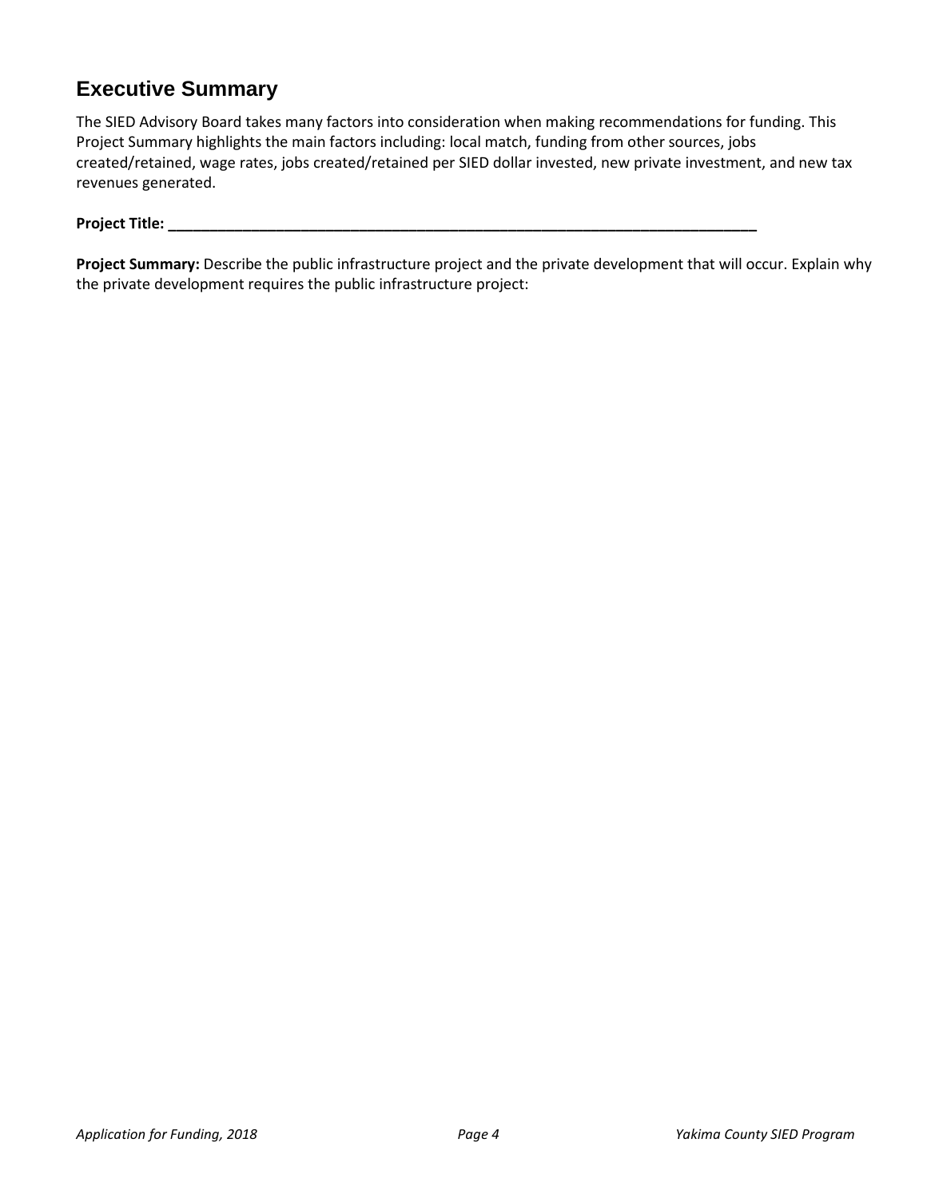## Executive Summary

The SIED Advisory Board takes many factors into consideration when making recommendations for funding. This Project Summary highlights the main factors including: local match, funding from other sources, jobs created/retained, wage rates, jobs created/retained per SIED dollar invested, new private investment, and new tax revenues generated.

**Project Title: ___________________________________________________________________________**

**Project Summary:** Describe the public infrastructure project and the private development that will occur. Explain why the private development requires the public infrastructure project: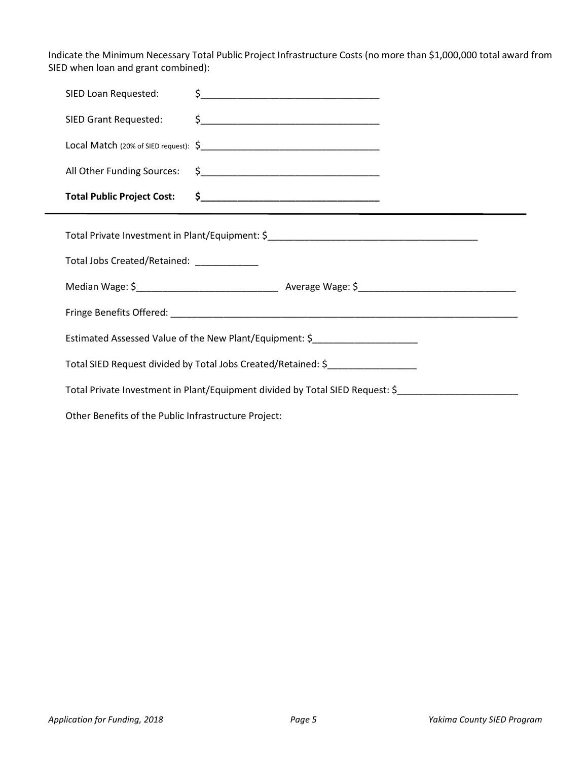Indicate the Minimum Necessary Total Public Project Infrastructure Costs (no more than $1,000,000 total award from SIED when loan and grant combined):

SIED Loan Requested: $_________________________________

SIED Grant Requested: $_________________________________

Local Match (20% of SIED request): $_________________________________

All Other Funding Sources: $_________________________________

**Total Public Project Cost: $_________________________________**

---

Total Private Investment in Plant/Equipment: $_______________________________________

Total Jobs Created/Retained: ____________

Median Wage: $__________________________ Average Wage: $_____________________________

Fringe Benefits Offered: _________________________________________________________________

Estimated Assessed Value of the New Plant/Equipment: $___________________

Total SIED Request divided by Total Jobs Created/Retained: $________________

Total Private Investment in Plant/Equipment divided by Total SIED Request: $______________________

Other Benefits of the Public Infrastructure Project: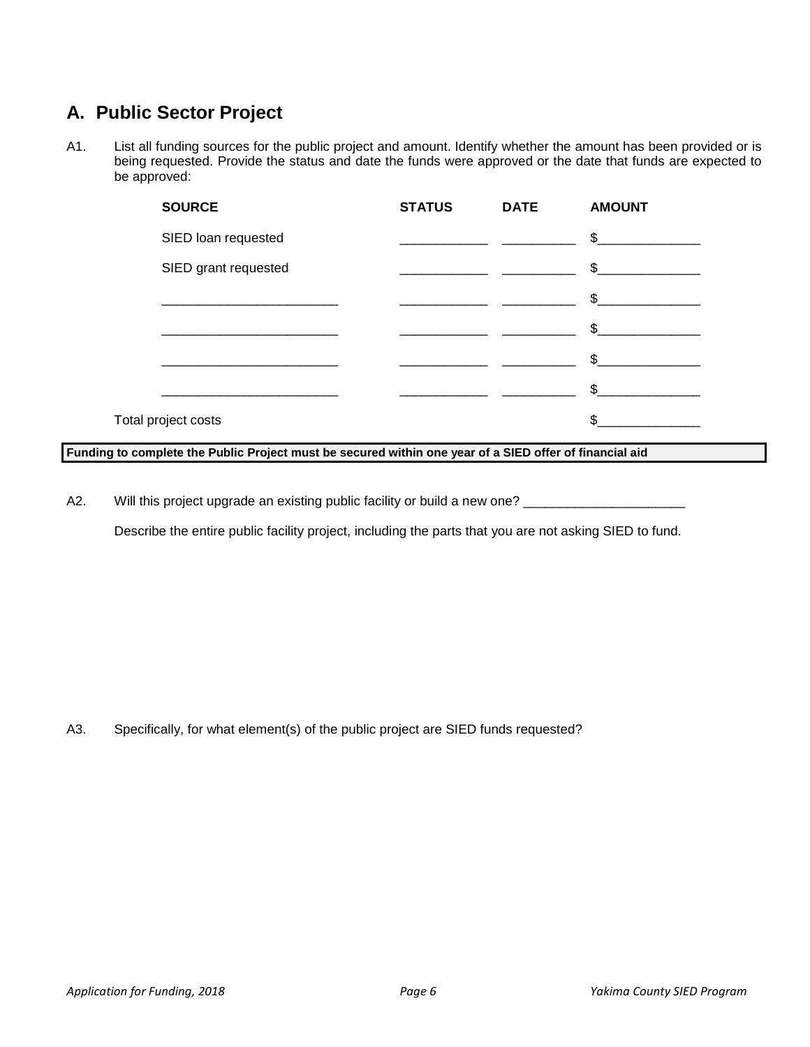## A. Public Sector Project

A1. List all funding sources for the public project and amount. Identify whether the amount has been provided or is being requested. Provide the status and date the funds were approved or the date that funds are expected to be approved:

| SOURCE | STATUS | DATE | AMOUNT |
|---|---|---|---|
| SIED loan requested | ____________ | __________ | $______________ |
| SIED grant requested | ____________ | __________ | $______________ |
| ________________________ | ____________ | __________ | $______________ |
| ________________________ | ____________ | __________ | $______________ |
| ________________________ | ____________ | __________ | $______________ |
| ________________________ | ____________ | __________ | $______________ |
| Total project costs | | | $______________ |

**Funding to complete the Public Project must be secured within one year of a SIED offer of financial aid**

A2. Will this project upgrade an existing public facility or build a new one? ______________________

Describe the entire public facility project, including the parts that you are not asking SIED to fund.

A3. Specifically, for what element(s) of the public project are SIED funds requested?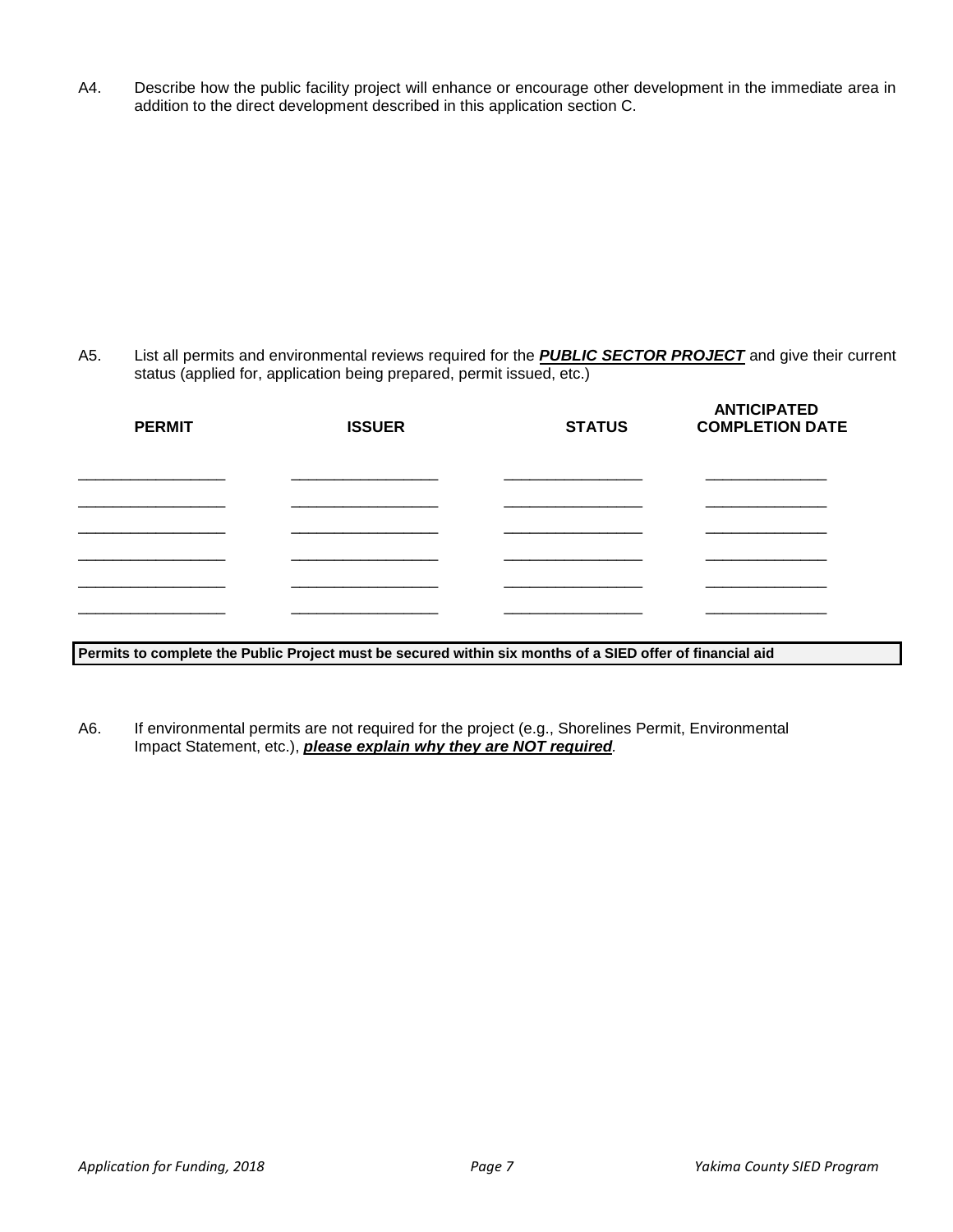A4. Describe how the public facility project will enhance or encourage other development in the immediate area in addition to the direct development described in this application section C.

A5. List all permits and environmental reviews required for the ***PUBLIC SECTOR PROJECT*** and give their current status (applied for, application being prepared, permit issued, etc.)

| PERMIT | ISSUER | STATUS | ANTICIPATED COMPLETION DATE |
|---|---|---|---|
| | | | |
| | | | |
| | | | |
| | | | |
| | | | |
| | | | |

**Permits to complete the Public Project must be secured within six months of a SIED offer of financial aid**

A6. If environmental permits are not required for the project (e.g., Shorelines Permit, Environmental Impact Statement, etc.), ***please explain why they are NOT required***.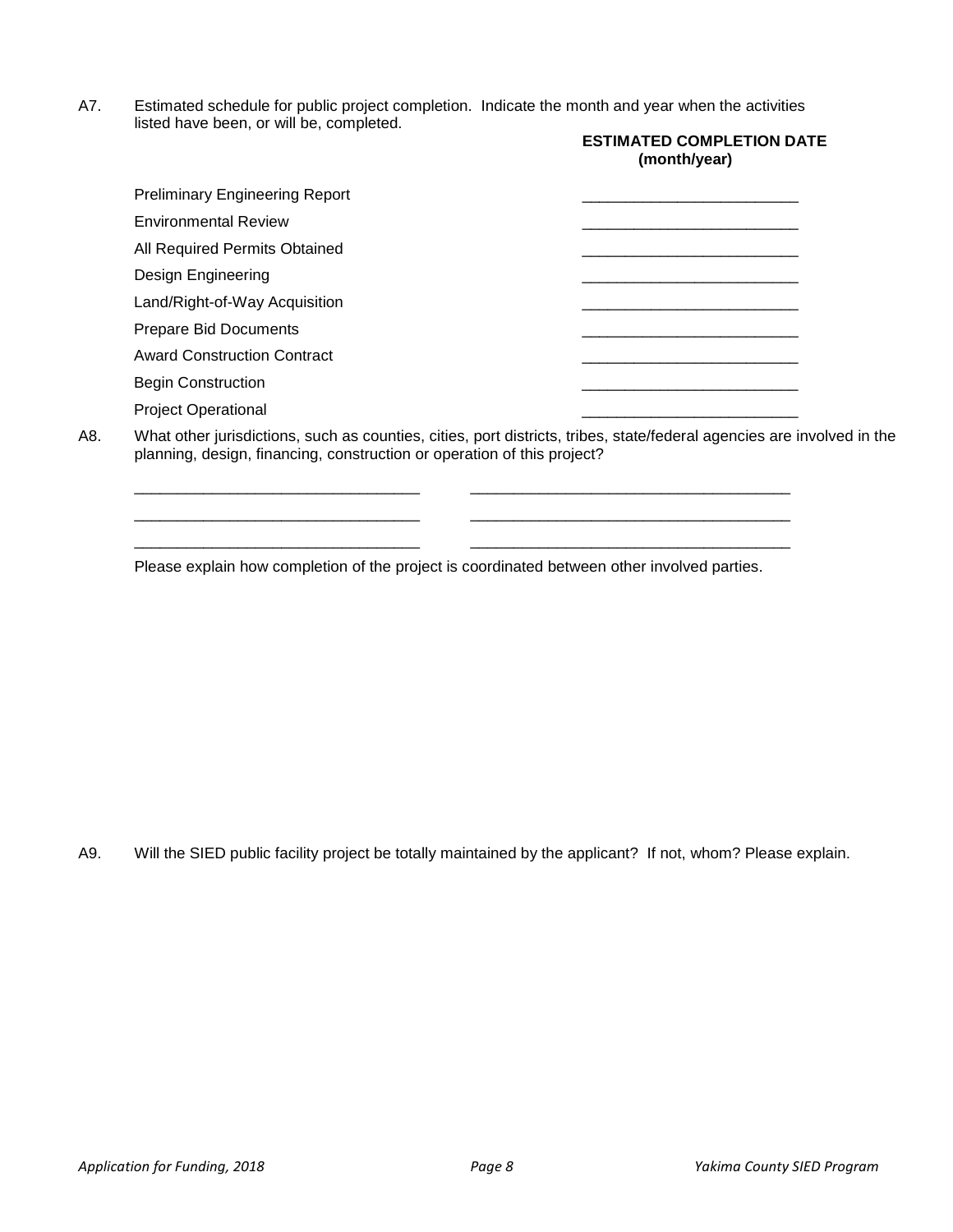A7. Estimated schedule for public project completion. Indicate the month and year when the activities listed have been, or will be, completed.

| | **ESTIMATED COMPLETION DATE (month/year)** |
|---|---|
| Preliminary Engineering Report | _________________________ |
| Environmental Review | _________________________ |
| All Required Permits Obtained | _________________________ |
| Design Engineering | _________________________ |
| Land/Right-of-Way Acquisition | _________________________ |
| Prepare Bid Documents | _________________________ |
| Award Construction Contract | _________________________ |
| Begin Construction | _________________________ |
| Project Operational | _________________________ |

A8. What other jurisdictions, such as counties, cities, port districts, tribes, state/federal agencies are involved in the planning, design, financing, construction or operation of this project?

_________________________________ _____________________________________

_________________________________ _____________________________________

_________________________________ _____________________________________

Please explain how completion of the project is coordinated between other involved parties.

A9. Will the SIED public facility project be totally maintained by the applicant? If not, whom? Please explain.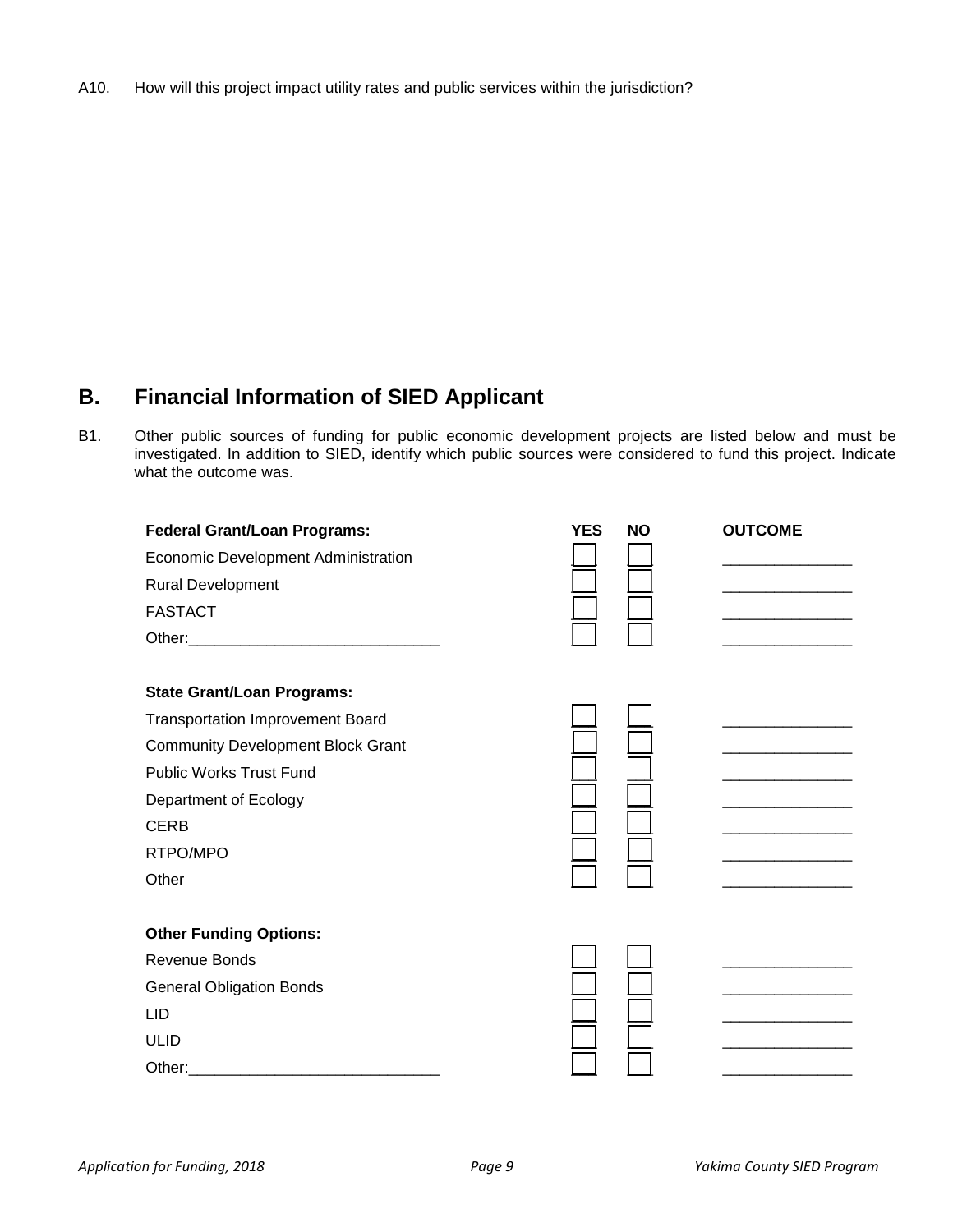A10. How will this project impact utility rates and public services within the jurisdiction?

## B. Financial Information of SIED Applicant

B1. Other public sources of funding for public economic development projects are listed below and must be investigated. In addition to SIED, identify which public sources were considered to fund this project. Indicate what the outcome was.

| **Federal Grant/Loan Programs:** | **YES** | **NO** | **OUTCOME** |
|---|---|---|---|
| Economic Development Administration | ☐ | ☐ | _______________ |
| Rural Development | ☐ | ☐ | _______________ |
| FASTACT | ☐ | ☐ | _______________ |
| Other:_____________________________ | ☐ | ☐ | _______________ |
| **State Grant/Loan Programs:** | | | |
| Transportation Improvement Board | ☐ | ☐ | _______________ |
| Community Development Block Grant | ☐ | ☐ | _______________ |
| Public Works Trust Fund | ☐ | ☐ | _______________ |
| Department of Ecology | ☐ | ☐ | _______________ |
| CERB | ☐ | ☐ | _______________ |
| RTPO/MPO | ☐ | ☐ | _______________ |
| Other | ☐ | ☐ | _______________ |
| **Other Funding Options:** | | | |
| Revenue Bonds | ☐ | ☐ | _______________ |
| General Obligation Bonds | ☐ | ☐ | _______________ |
| LID | ☐ | ☐ | _______________ |
| ULID | ☐ | ☐ | _______________ |
| Other:_____________________________ | ☐ | ☐ | _______________ |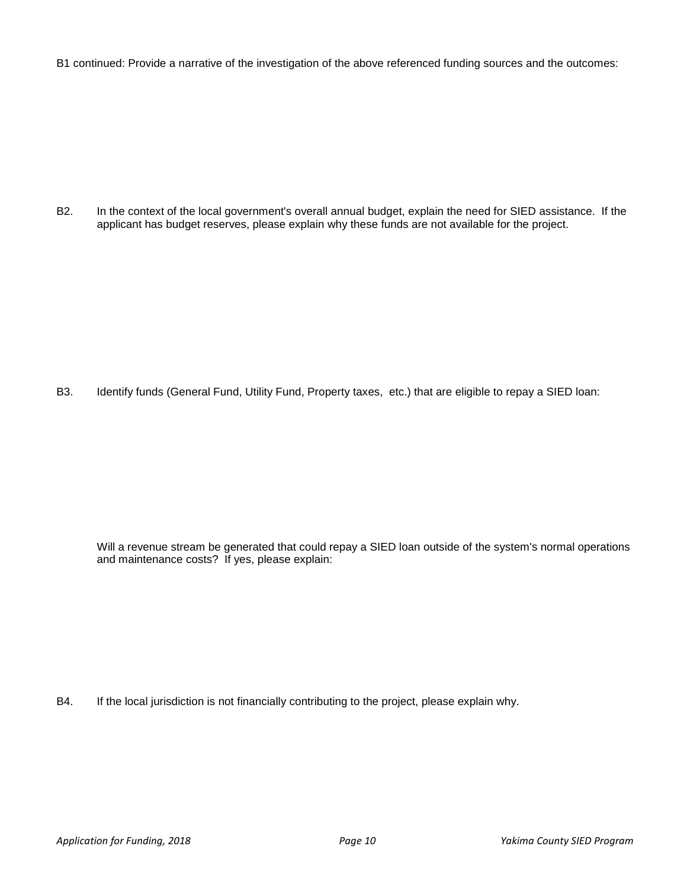B1 continued: Provide a narrative of the investigation of the above referenced funding sources and the outcomes:

B2. In the context of the local government's overall annual budget, explain the need for SIED assistance. If the applicant has budget reserves, please explain why these funds are not available for the project.

B3. Identify funds (General Fund, Utility Fund, Property taxes, etc.) that are eligible to repay a SIED loan:

Will a revenue stream be generated that could repay a SIED loan outside of the system's normal operations and maintenance costs? If yes, please explain:

B4. If the local jurisdiction is not financially contributing to the project, please explain why.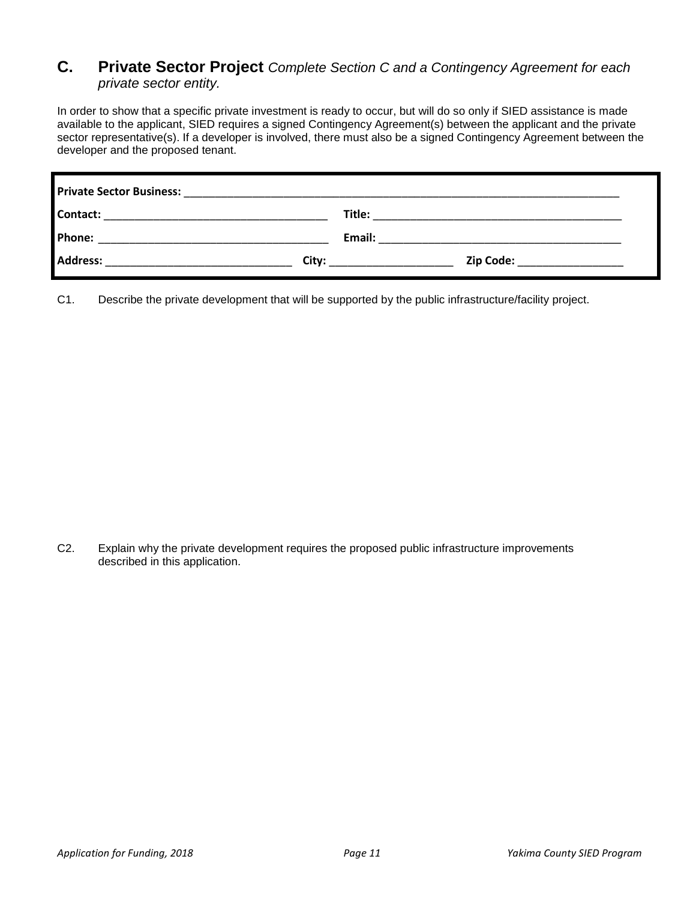## C. Private Sector Project *Complete Section C and a Contingency Agreement for each private sector entity.*

In order to show that a specific private investment is ready to occur, but will do so only if SIED assistance is made available to the applicant, SIED requires a signed Contingency Agreement(s) between the applicant and the private sector representative(s). If a developer is involved, there must also be a signed Contingency Agreement between the developer and the proposed tenant.

**Private Sector Business:** ___________________________________________________________________________

**Contact:** _____________________________________ **Title:** __________________________________________

**Phone:** _______________________________________ **Email:** _________________________________________

**Address:** _______________________________ **City:** _____________________ **Zip Code:** __________________

C1. Describe the private development that will be supported by the public infrastructure/facility project.

C2. Explain why the private development requires the proposed public infrastructure improvements described in this application.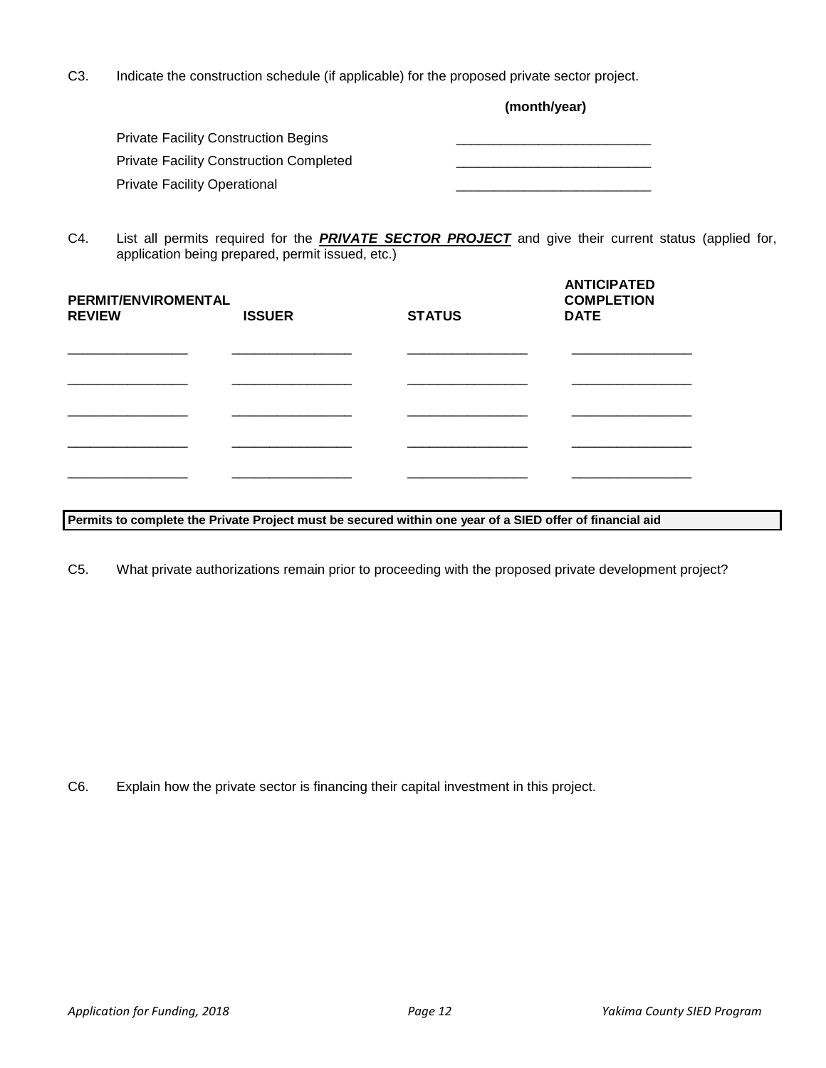C3. Indicate the construction schedule (if applicable) for the proposed private sector project.

| | **(month/year)** |
|---|---|
| Private Facility Construction Begins | ___________________________ |
| Private Facility Construction Completed | ___________________________ |
| Private Facility Operational | ___________________________ |

C4. List all permits required for the ***PRIVATE SECTOR PROJECT*** and give their current status (applied for, application being prepared, permit issued, etc.)

| **PERMIT/ENVIROMENTAL REVIEW** | **ISSUER** | **STATUS** | **ANTICIPATED COMPLETION DATE** |
|---|---|---|---|
| _________________ | _________________ | _________________ | _________________ |
| _________________ | _________________ | _________________ | _________________ |
| _________________ | _________________ | _________________ | _________________ |
| _________________ | _________________ | _________________ | _________________ |
| _________________ | _________________ | _________________ | _________________ |

**Permits to complete the Private Project must be secured within one year of a SIED offer of financial aid**

C5. What private authorizations remain prior to proceeding with the proposed private development project?

C6. Explain how the private sector is financing their capital investment in this project.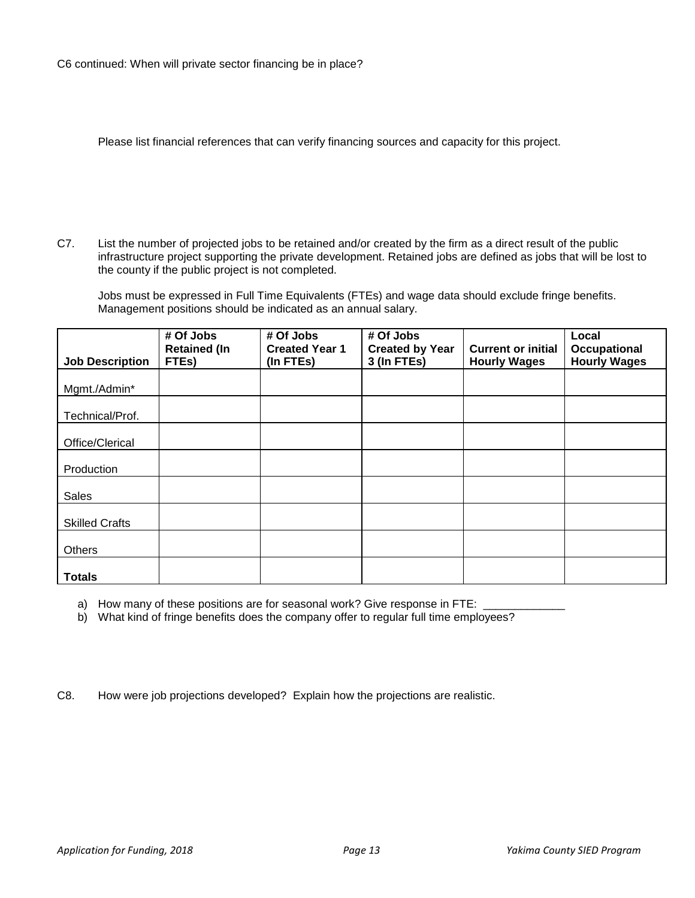C6 continued: When will private sector financing be in place?

Please list financial references that can verify financing sources and capacity for this project.

C7. List the number of projected jobs to be retained and/or created by the firm as a direct result of the public infrastructure project supporting the private development. Retained jobs are defined as jobs that will be lost to the county if the public project is not completed.

Jobs must be expressed in Full Time Equivalents (FTEs) and wage data should exclude fringe benefits. Management positions should be indicated as an annual salary.

| Job Description | # Of Jobs Retained (In FTEs) | # Of Jobs Created Year 1 (In FTEs) | # Of Jobs Created by Year 3 (In FTEs) | Current or initial Hourly Wages | Local Occupational Hourly Wages |
|---|---|---|---|---|---|
| Mgmt./Admin* | | | | | |
| Technical/Prof. | | | | | |
| Office/Clerical | | | | | |
| Production | | | | | |
| Sales | | | | | |
| Skilled Crafts | | | | | |
| Others | | | | | |
| **Totals** | | | | | |

a) How many of these positions are for seasonal work? Give response in FTE: _____________
b) What kind of fringe benefits does the company offer to regular full time employees?

C8. How were job projections developed? Explain how the projections are realistic.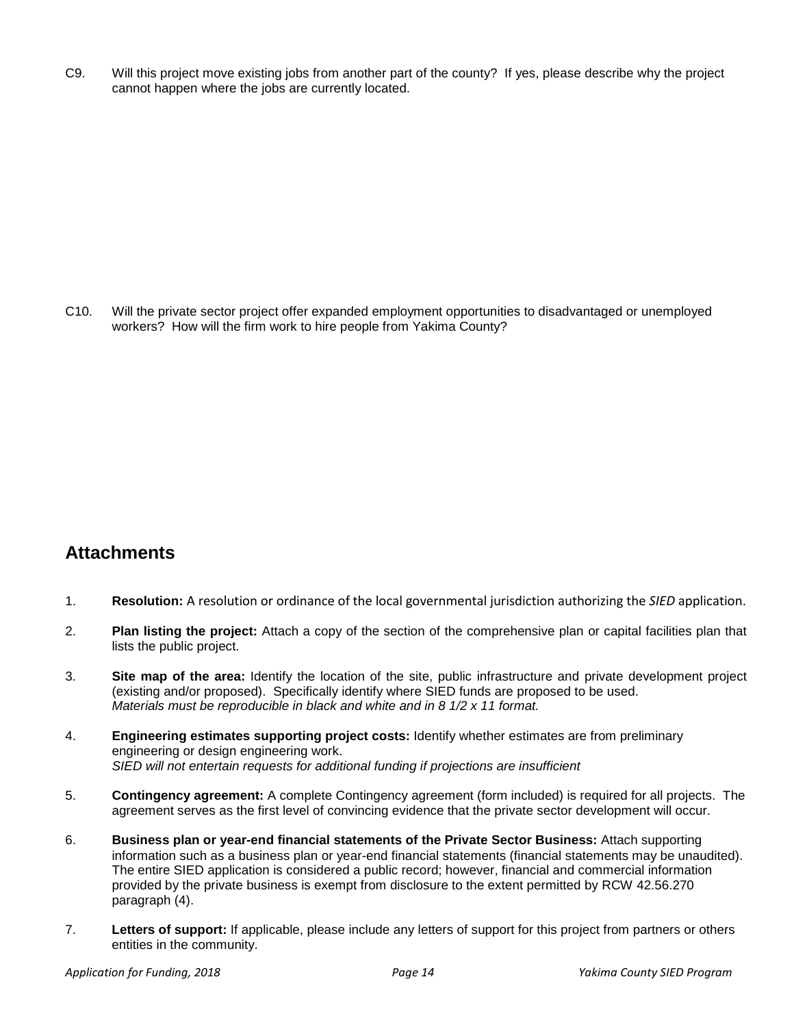C9. Will this project move existing jobs from another part of the county? If yes, please describe why the project cannot happen where the jobs are currently located.

C10. Will the private sector project offer expanded employment opportunities to disadvantaged or unemployed workers? How will the firm work to hire people from Yakima County?

## Attachments

1. **Resolution:** A resolution or ordinance of the local governmental jurisdiction authorizing the *SIED* application.

2. **Plan listing the project:** Attach a copy of the section of the comprehensive plan or capital facilities plan that lists the public project.

3. **Site map of the area:** Identify the location of the site, public infrastructure and private development project (existing and/or proposed). Specifically identify where SIED funds are proposed to be used.
   *Materials must be reproducible in black and white and in 8 1/2 x 11 format.*

4. **Engineering estimates supporting project costs:** Identify whether estimates are from preliminary engineering or design engineering work.
   *SIED will not entertain requests for additional funding if projections are insufficient*

5. **Contingency agreement:** A complete Contingency agreement (form included) is required for all projects. The agreement serves as the first level of convincing evidence that the private sector development will occur.

6. **Business plan or year-end financial statements of the Private Sector Business:** Attach supporting information such as a business plan or year-end financial statements (financial statements may be unaudited). The entire SIED application is considered a public record; however, financial and commercial information provided by the private business is exempt from disclosure to the extent permitted by RCW 42.56.270 paragraph (4).

7. **Letters of support:** If applicable, please include any letters of support for this project from partners or others entities in the community.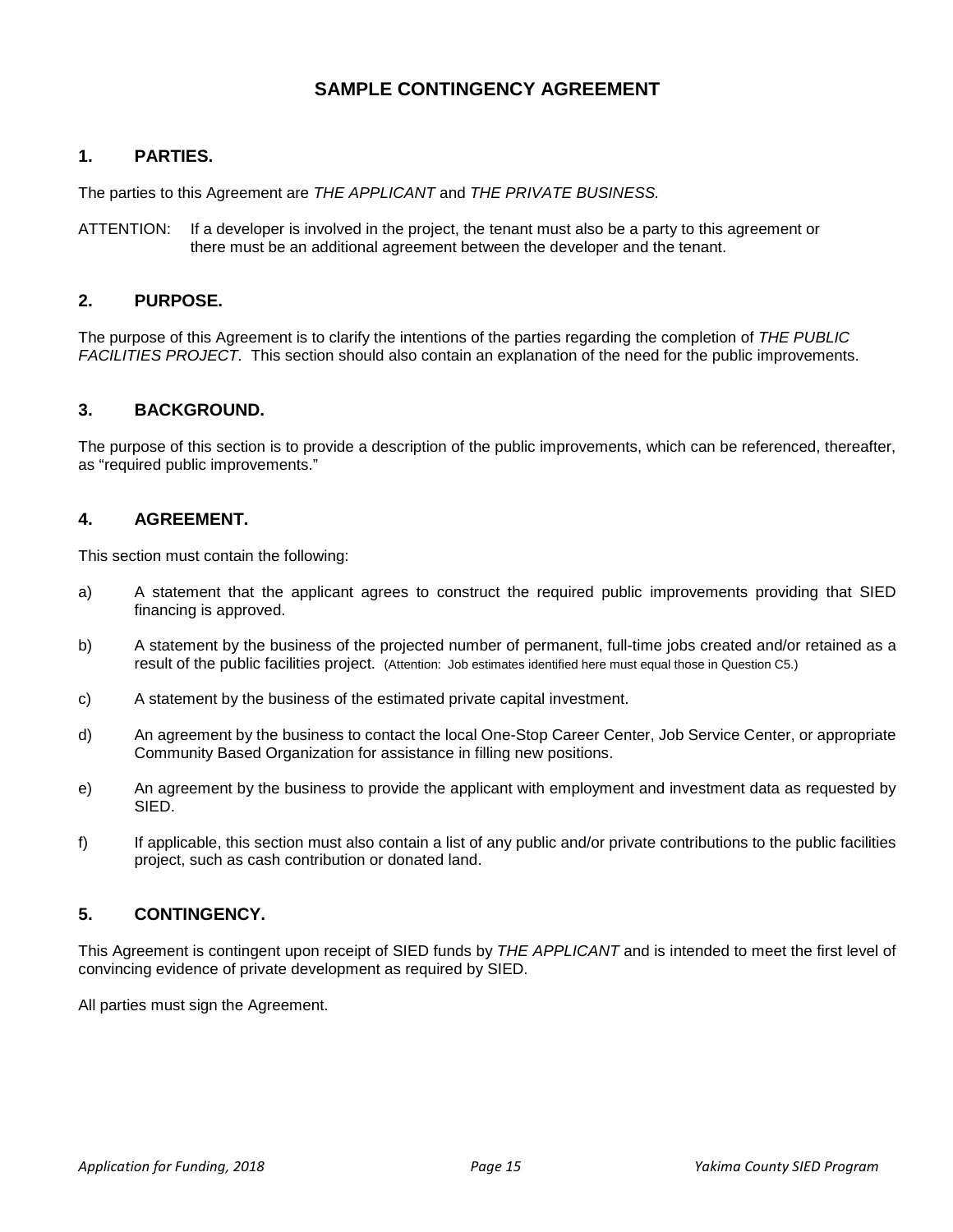# SAMPLE CONTINGENCY AGREEMENT

## 1. PARTIES.

The parties to this Agreement are *THE APPLICANT* and *THE PRIVATE BUSINESS.*

ATTENTION: If a developer is involved in the project, the tenant must also be a party to this agreement or there must be an additional agreement between the developer and the tenant.

## 2. PURPOSE.

The purpose of this Agreement is to clarify the intentions of the parties regarding the completion of *THE PUBLIC FACILITIES PROJECT.* This section should also contain an explanation of the need for the public improvements.

## 3. BACKGROUND.

The purpose of this section is to provide a description of the public improvements, which can be referenced, thereafter, as "required public improvements."

## 4. AGREEMENT.

This section must contain the following:

a) A statement that the applicant agrees to construct the required public improvements providing that SIED financing is approved.

b) A statement by the business of the projected number of permanent, full-time jobs created and/or retained as a result of the public facilities project. (Attention: Job estimates identified here must equal those in Question C5.)

c) A statement by the business of the estimated private capital investment.

d) An agreement by the business to contact the local One-Stop Career Center, Job Service Center, or appropriate Community Based Organization for assistance in filling new positions.

e) An agreement by the business to provide the applicant with employment and investment data as requested by SIED.

f) If applicable, this section must also contain a list of any public and/or private contributions to the public facilities project, such as cash contribution or donated land.

## 5. CONTINGENCY.

This Agreement is contingent upon receipt of SIED funds by *THE APPLICANT* and is intended to meet the first level of convincing evidence of private development as required by SIED.

All parties must sign the Agreement.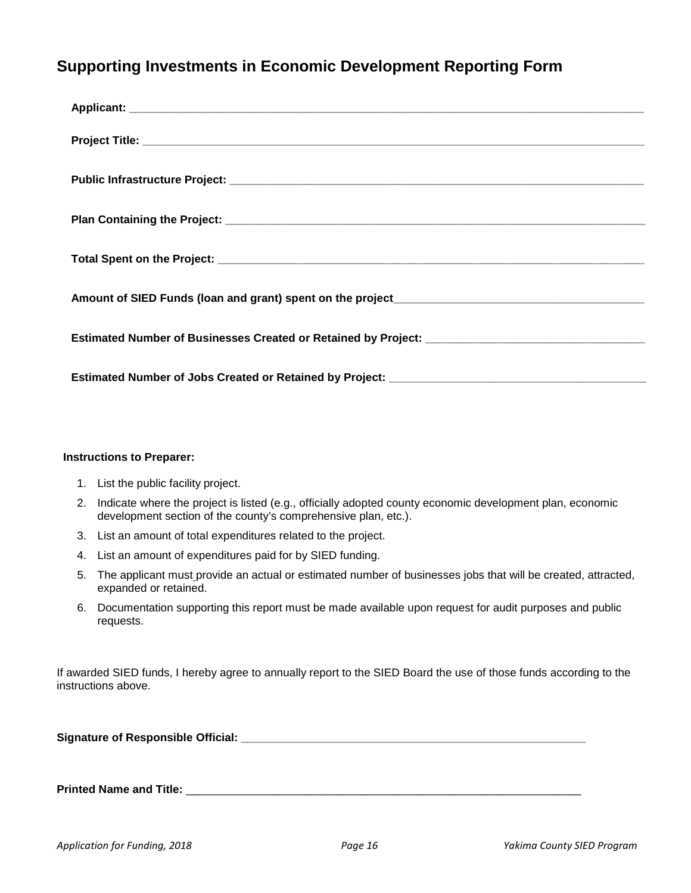## Supporting Investments in Economic Development Reporting Form

**Applicant:** ___________________________________________________________________________

**Project Title:** ________________________________________________________________________

**Public Infrastructure Project:** ____________________________________________________________

**Plan Containing the Project:** _____________________________________________________________

**Total Spent on the Project:** ______________________________________________________________

**Amount of SIED Funds (loan and grant) spent on the project**_________________________________________

**Estimated Number of Businesses Created or Retained by Project:** ___________________________________

**Estimated Number of Jobs Created or Retained by Project:** ________________________________________

**Instructions to Preparer:**

1. List the public facility project.
2. Indicate where the project is listed (e.g., officially adopted county economic development plan, economic development section of the county's comprehensive plan, etc.).
3. List an amount of total expenditures related to the project.
4. List an amount of expenditures paid for by SIED funding.
5. The applicant must provide an actual or estimated number of businesses jobs that will be created, attracted, expanded or retained.
6. Documentation supporting this report must be made available upon request for audit purposes and public requests.

If awarded SIED funds, I hereby agree to annually report to the SIED Board the use of those funds according to the instructions above.

**Signature of Responsible Official:** _______________________________________________________

**Printed Name and Title:** ______________________________________________________________